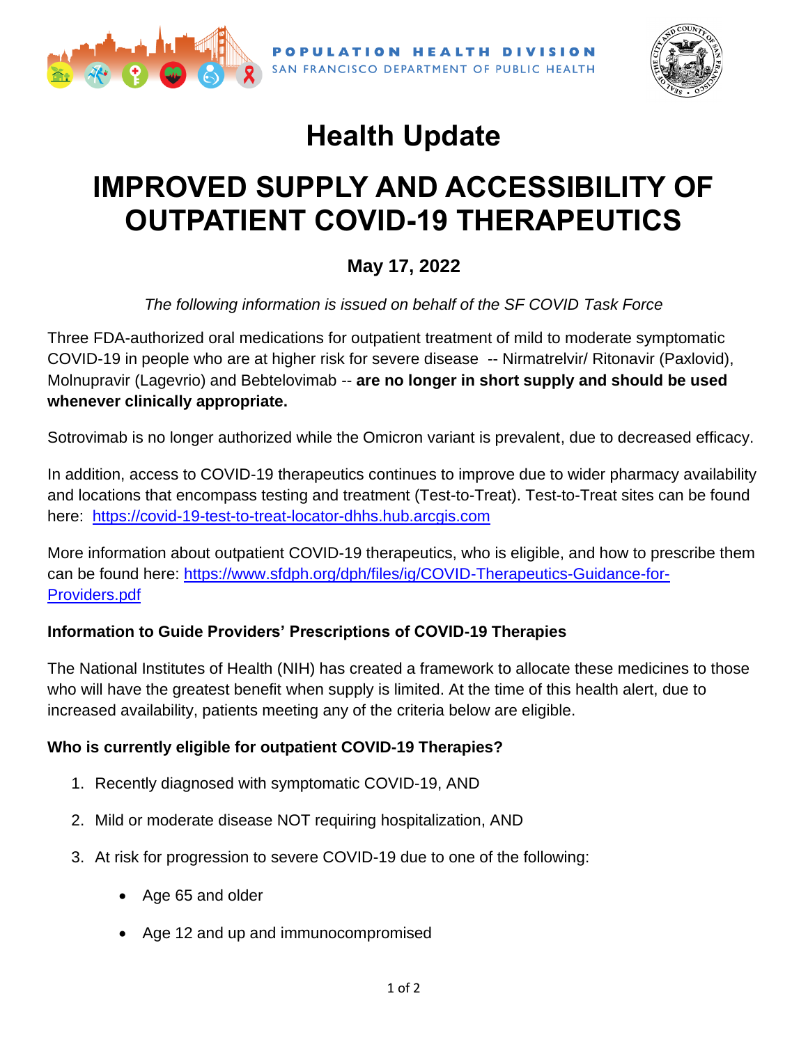POPULATION HEALTH DIVISION
SAN FRANCISCO DEPARTMENT OF PUBLIC HEALTH

# Health Update

# IMPROVED SUPPLY AND ACCESSIBILITY OF OUTPATIENT COVID-19 THERAPEUTICS

## May 17, 2022

*The following information is issued on behalf of the SF COVID Task Force*

Three FDA-authorized oral medications for outpatient treatment of mild to moderate symptomatic COVID-19 in people who are at higher risk for severe disease -- Nirmatrelvir/ Ritonavir (Paxlovid), Molnupravir (Lagevrio) and Bebtelovimab -- **are no longer in short supply and should be used whenever clinically appropriate.**

Sotrovimab is no longer authorized while the Omicron variant is prevalent, due to decreased efficacy.

In addition, access to COVID-19 therapeutics continues to improve due to wider pharmacy availability and locations that encompass testing and treatment (Test-to-Treat). Test-to-Treat sites can be found here: https://covid-19-test-to-treat-locator-dhhs.hub.arcgis.com

More information about outpatient COVID-19 therapeutics, who is eligible, and how to prescribe them can be found here: https://www.sfdph.org/dph/files/ig/COVID-Therapeutics-Guidance-for-Providers.pdf

### Information to Guide Providers' Prescriptions of COVID-19 Therapies

The National Institutes of Health (NIH) has created a framework to allocate these medicines to those who will have the greatest benefit when supply is limited. At the time of this health alert, due to increased availability, patients meeting any of the criteria below are eligible.

### Who is currently eligible for outpatient COVID-19 Therapies?

1. Recently diagnosed with symptomatic COVID-19, AND
2. Mild or moderate disease NOT requiring hospitalization, AND
3. At risk for progression to severe COVID-19 due to one of the following:
   - Age 65 and older
   - Age 12 and up and immunocompromised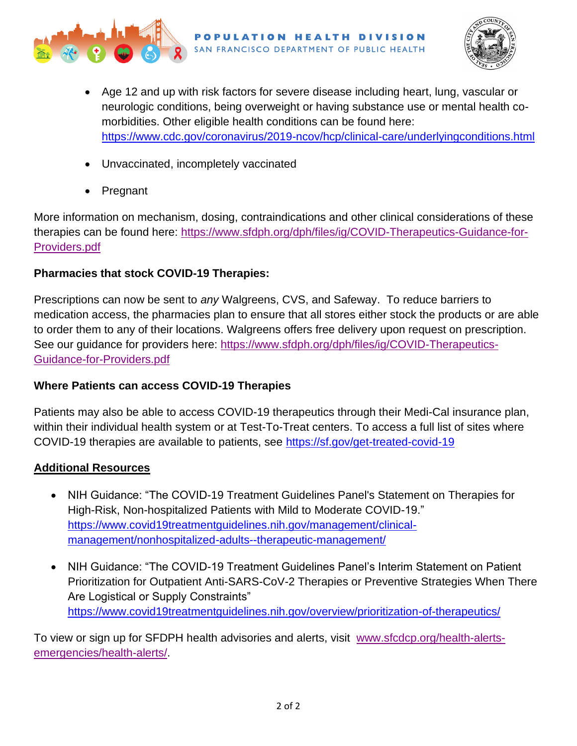- Age 12 and up with risk factors for severe disease including heart, lung, vascular or neurologic conditions, being overweight or having substance use or mental health co-morbidities. Other eligible health conditions can be found here: https://www.cdc.gov/coronavirus/2019-ncov/hcp/clinical-care/underlyingconditions.html
- Unvaccinated, incompletely vaccinated
- Pregnant

More information on mechanism, dosing, contraindications and other clinical considerations of these therapies can be found here: https://www.sfdph.org/dph/files/ig/COVID-Therapeutics-Guidance-for-Providers.pdf

**Pharmacies that stock COVID-19 Therapies:**

Prescriptions can now be sent to *any* Walgreens, CVS, and Safeway. To reduce barriers to medication access, the pharmacies plan to ensure that all stores either stock the products or are able to order them to any of their locations. Walgreens offers free delivery upon request on prescription. See our guidance for providers here: https://www.sfdph.org/dph/files/ig/COVID-Therapeutics-Guidance-for-Providers.pdf

**Where Patients can access COVID-19 Therapies**

Patients may also be able to access COVID-19 therapeutics through their Medi-Cal insurance plan, within their individual health system or at Test-To-Treat centers. To access a full list of sites where COVID-19 therapies are available to patients, see https://sf.gov/get-treated-covid-19

## Additional Resources

- NIH Guidance: "The COVID-19 Treatment Guidelines Panel's Statement on Therapies for High-Risk, Non-hospitalized Patients with Mild to Moderate COVID-19." https://www.covid19treatmentguidelines.nih.gov/management/clinical-management/nonhospitalized-adults--therapeutic-management/
- NIH Guidance: "The COVID-19 Treatment Guidelines Panel's Interim Statement on Patient Prioritization for Outpatient Anti-SARS-CoV-2 Therapies or Preventive Strategies When There Are Logistical or Supply Constraints" https://www.covid19treatmentguidelines.nih.gov/overview/prioritization-of-therapeutics/

To view or sign up for SFDPH health advisories and alerts, visit www.sfcdcp.org/health-alerts-emergencies/health-alerts/.